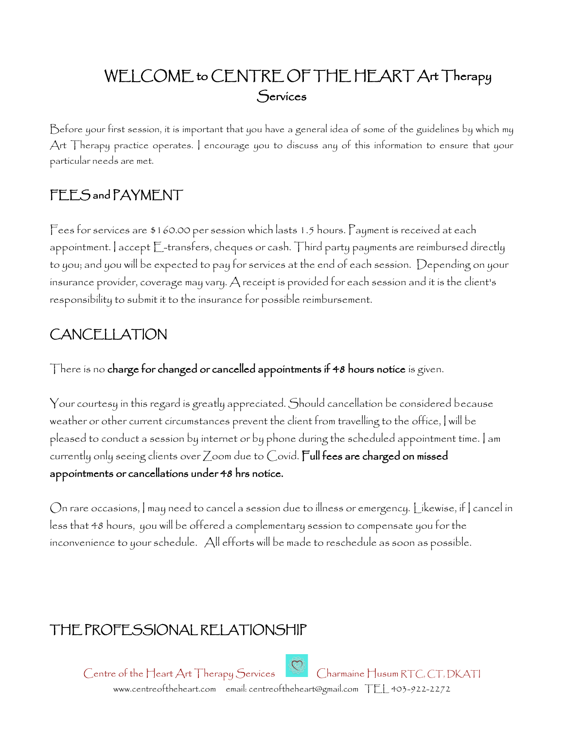# WELCOME to CENTRE OF THE HEART Art Therapy Services

Before your first session, it is important that you have a general idea of some of the guidelines by which my Art Therapy practice operates. I encourage you to discuss any of this information to ensure that your particular needs are met.

## FEES and PAYMENT

Fees for services are $160.00 per session which lasts 1.5 hours. Payment is received at each appointment. I accept E-transfers, cheques or cash. Third party payments are reimbursed directly to you; and you will be expected to pay for services at the end of each session. Depending on your insurance provider, coverage may vary. A receipt is provided for each session and it is the client's responsibility to submit it to the insurance for possible reimbursement.

## CANCELLATION

There is no **charge for changed or cancelled appointments if 48 hours notice** is given.

Your courtesy in this regard is greatly appreciated. Should cancellation be considered because weather or other current circumstances prevent the client from travelling to the office, I will be pleased to conduct a session by internet or by phone during the scheduled appointment time. I am currently only seeing clients over Zoom due to Covid. **Full fees are charged on missed appointments or cancellations under 48 hrs notice.**

On rare occasions, I may need to cancel a session due to illness or emergency. Likewise, if I cancel in less that 48 hours, you will be offered a complementary session to compensate you for the inconvenience to your schedule. All efforts will be made to reschedule as soon as possible.

## THE PROFESSIONAL RELATIONSHIP

Centre of the Heart Art Therapy Services Charmaine Husum RTC, CT, DKATI
www.centreoftheheart.com email: centreoftheheart@gmail.com TEL 403-922-2272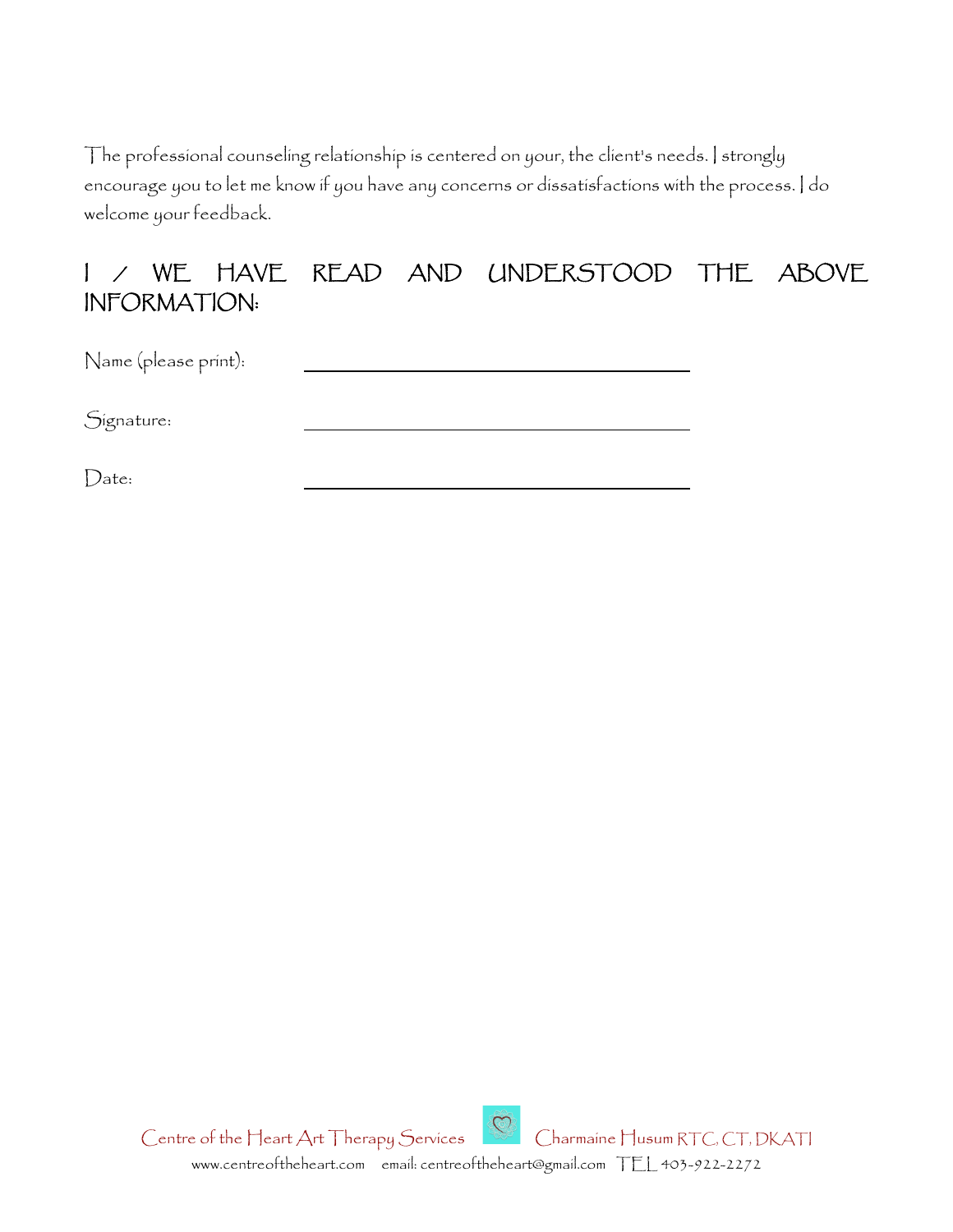The professional counseling relationship is centered on your, the client's needs. I strongly encourage you to let me know if you have any concerns or dissatisfactions with the process. I do welcome your feedback.

## I / WE HAVE READ AND UNDERSTOOD THE ABOVE INFORMATION:

Name (please print): ______________________________

Signature: ______________________________

Date: ______________________________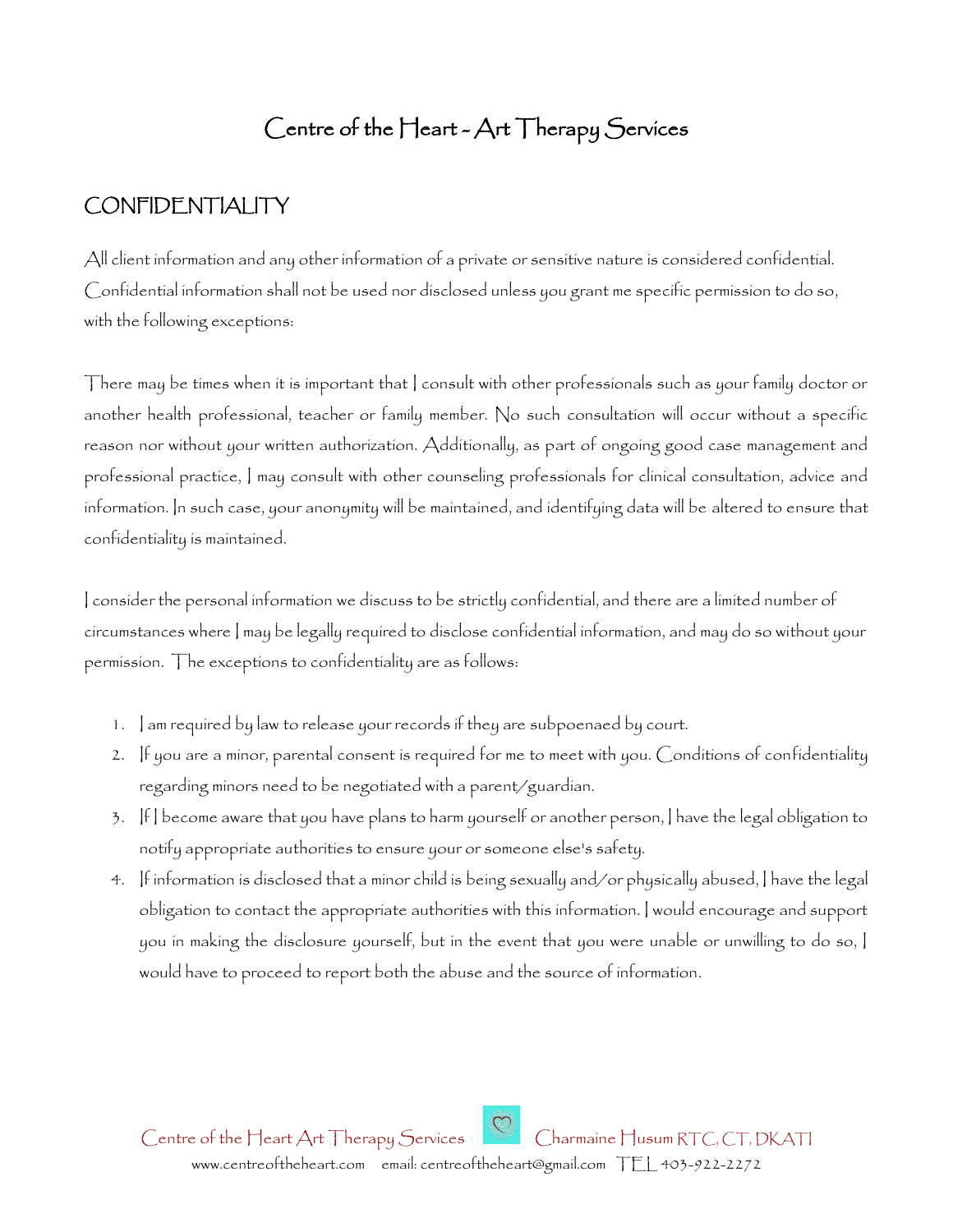# Centre of the Heart - Art Therapy Services

## CONFIDENTIALITY

All client information and any other information of a private or sensitive nature is considered confidential. Confidential information shall not be used nor disclosed unless you grant me specific permission to do so, with the following exceptions:

There may be times when it is important that I consult with other professionals such as your family doctor or another health professional, teacher or family member. No such consultation will occur without a specific reason nor without your written authorization. Additionally, as part of ongoing good case management and professional practice, I may consult with other counseling professionals for clinical consultation, advice and information. In such case, your anonymity will be maintained, and identifying data will be altered to ensure that confidentiality is maintained.

I consider the personal information we discuss to be strictly confidential, and there are a limited number of circumstances where I may be legally required to disclose confidential information, and may do so without your permission. The exceptions to confidentiality are as follows:

1. I am required by law to release your records if they are subpoenaed by court.
2. If you are a minor, parental consent is required for me to meet with you. Conditions of confidentiality regarding minors need to be negotiated with a parent/guardian.
3. If I become aware that you have plans to harm yourself or another person, I have the legal obligation to notify appropriate authorities to ensure your or someone else's safety.
4. If information is disclosed that a minor child is being sexually and/or physically abused, I have the legal obligation to contact the appropriate authorities with this information. I would encourage and support you in making the disclosure yourself, but in the event that you were unable or unwilling to do so, I would have to proceed to report both the abuse and the source of information.